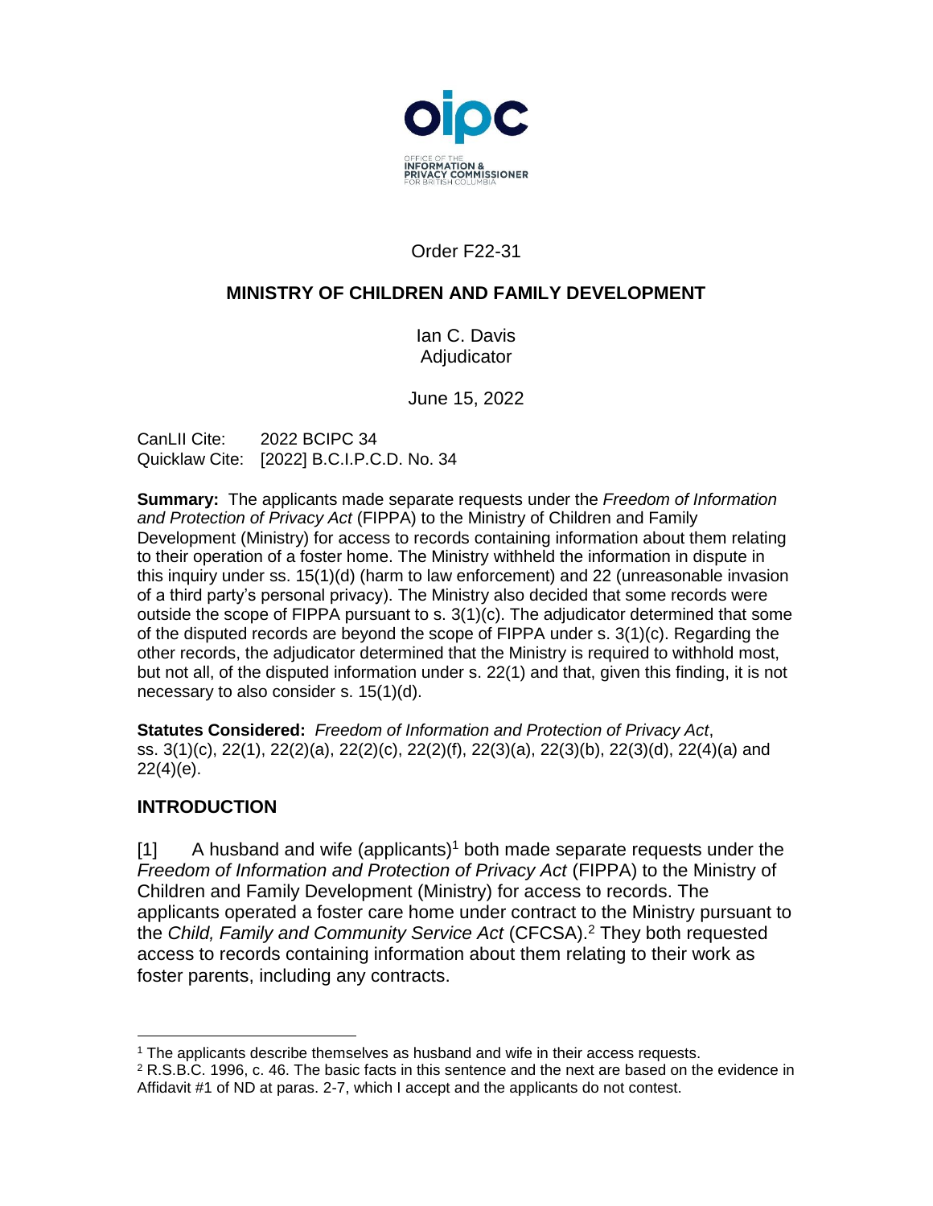Order F22-31

## MINISTRY OF CHILDREN AND FAMILY DEVELOPMENT

Ian C. Davis
Adjudicator

June 15, 2022

CanLII Cite: 2022 BCIPC 34
Quicklaw Cite: [2022] B.C.I.P.C.D. No. 34

**Summary:** The applicants made separate requests under the *Freedom of Information and Protection of Privacy Act* (FIPPA) to the Ministry of Children and Family Development (Ministry) for access to records containing information about them relating to their operation of a foster home. The Ministry withheld the information in dispute in this inquiry under ss. 15(1)(d) (harm to law enforcement) and 22 (unreasonable invasion of a third party's personal privacy). The Ministry also decided that some records were outside the scope of FIPPA pursuant to s. 3(1)(c). The adjudicator determined that some of the disputed records are beyond the scope of FIPPA under s. 3(1)(c). Regarding the other records, the adjudicator determined that the Ministry is required to withhold most, but not all, of the disputed information under s. 22(1) and that, given this finding, it is not necessary to also consider s. 15(1)(d).

**Statutes Considered:** *Freedom of Information and Protection of Privacy Act*, ss. 3(1)(c), 22(1), 22(2)(a), 22(2)(c), 22(2)(f), 22(3)(a), 22(3)(b), 22(3)(d), 22(4)(a) and 22(4)(e).

## INTRODUCTION

[1] A husband and wife (applicants)[1] both made separate requests under the *Freedom of Information and Protection of Privacy Act* (FIPPA) to the Ministry of Children and Family Development (Ministry) for access to records. The applicants operated a foster care home under contract to the Ministry pursuant to the *Child, Family and Community Service Act* (CFCSA).[2] They both requested access to records containing information about them relating to their work as foster parents, including any contracts.

[1] The applicants describe themselves as husband and wife in their access requests.

[2] R.S.B.C. 1996, c. 46. The basic facts in this sentence and the next are based on the evidence in Affidavit #1 of ND at paras. 2-7, which I accept and the applicants do not contest.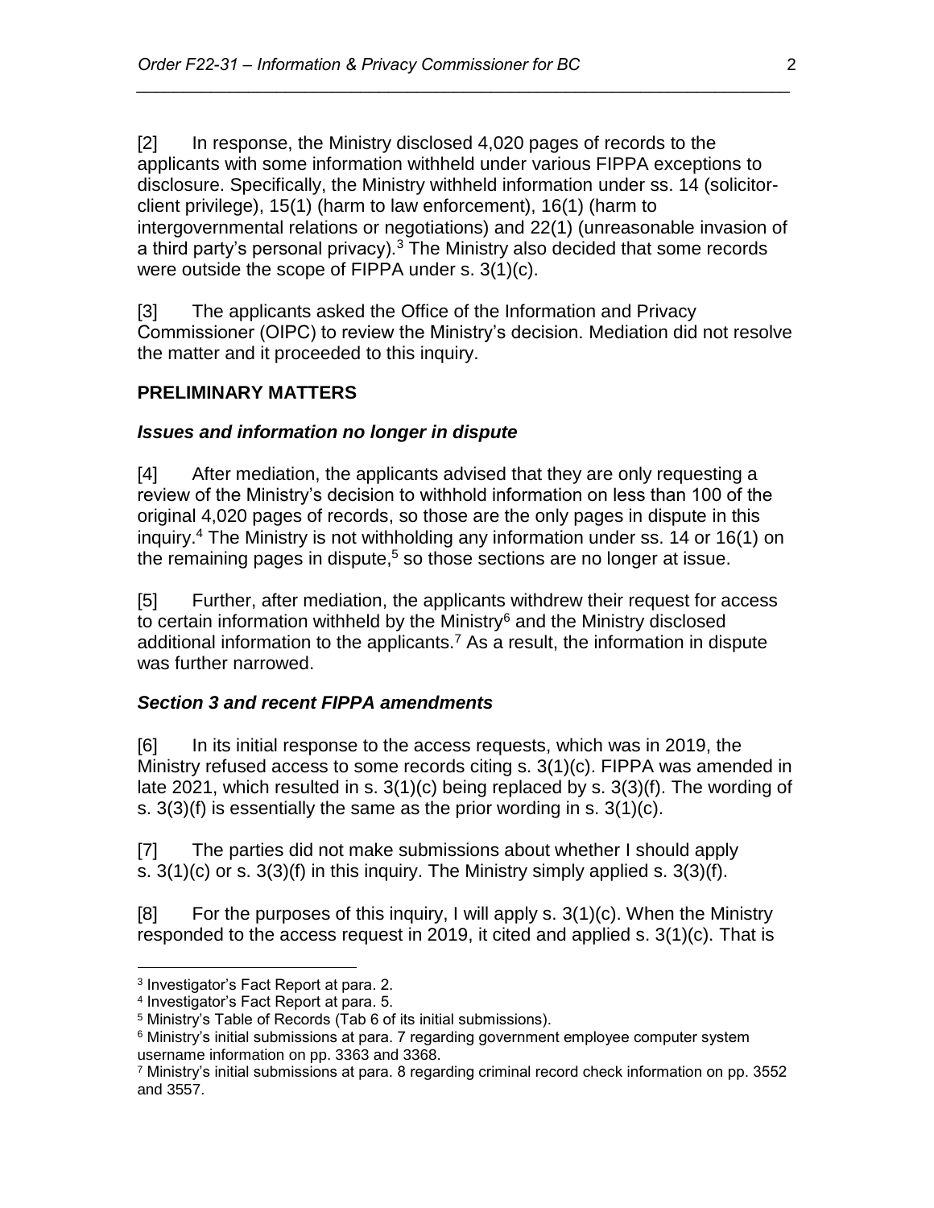[2] In response, the Ministry disclosed 4,020 pages of records to the applicants with some information withheld under various FIPPA exceptions to disclosure. Specifically, the Ministry withheld information under ss. 14 (solicitor-client privilege), 15(1) (harm to law enforcement), 16(1) (harm to intergovernmental relations or negotiations) and 22(1) (unreasonable invasion of a third party's personal privacy).[3] The Ministry also decided that some records were outside the scope of FIPPA under s. 3(1)(c).

[3] The applicants asked the Office of the Information and Privacy Commissioner (OIPC) to review the Ministry's decision. Mediation did not resolve the matter and it proceeded to this inquiry.

## PRELIMINARY MATTERS

### *Issues and information no longer in dispute*

[4] After mediation, the applicants advised that they are only requesting a review of the Ministry's decision to withhold information on less than 100 of the original 4,020 pages of records, so those are the only pages in dispute in this inquiry.[4] The Ministry is not withholding any information under ss. 14 or 16(1) on the remaining pages in dispute,[5] so those sections are no longer at issue.

[5] Further, after mediation, the applicants withdrew their request for access to certain information withheld by the Ministry[6] and the Ministry disclosed additional information to the applicants.[7] As a result, the information in dispute was further narrowed.

### *Section 3 and recent FIPPA amendments*

[6] In its initial response to the access requests, which was in 2019, the Ministry refused access to some records citing s. 3(1)(c). FIPPA was amended in late 2021, which resulted in s. 3(1)(c) being replaced by s. 3(3)(f). The wording of s. 3(3)(f) is essentially the same as the prior wording in s. 3(1)(c).

[7] The parties did not make submissions about whether I should apply s. 3(1)(c) or s. 3(3)(f) in this inquiry. The Ministry simply applied s. 3(3)(f).

[8] For the purposes of this inquiry, I will apply s. 3(1)(c). When the Ministry responded to the access request in 2019, it cited and applied s. 3(1)(c). That is

---

[3] Investigator's Fact Report at para. 2.

[4] Investigator's Fact Report at para. 5.

[5] Ministry's Table of Records (Tab 6 of its initial submissions).

[6] Ministry's initial submissions at para. 7 regarding government employee computer system username information on pp. 3363 and 3368.

[7] Ministry's initial submissions at para. 8 regarding criminal record check information on pp. 3552 and 3557.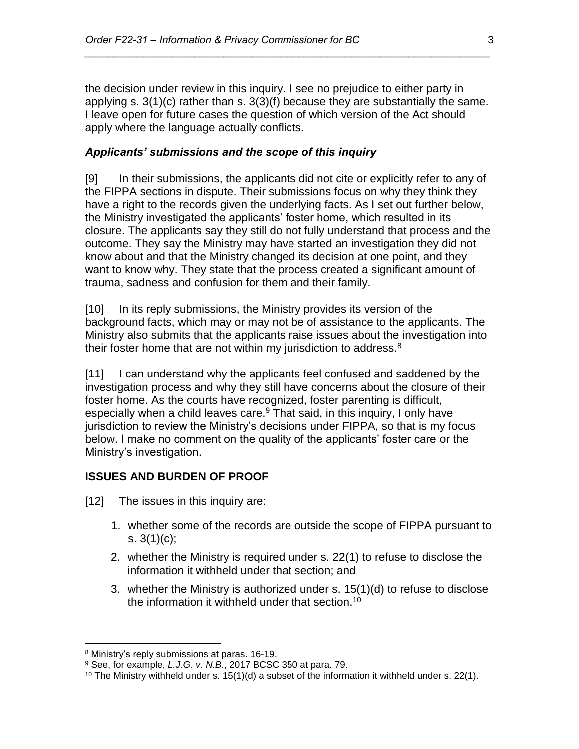the decision under review in this inquiry. I see no prejudice to either party in applying s. 3(1)(c) rather than s. 3(3)(f) because they are substantially the same. I leave open for future cases the question of which version of the Act should apply where the language actually conflicts.

### *Applicants' submissions and the scope of this inquiry*

[9] In their submissions, the applicants did not cite or explicitly refer to any of the FIPPA sections in dispute. Their submissions focus on why they think they have a right to the records given the underlying facts. As I set out further below, the Ministry investigated the applicants' foster home, which resulted in its closure. The applicants say they still do not fully understand that process and the outcome. They say the Ministry may have started an investigation they did not know about and that the Ministry changed its decision at one point, and they want to know why. They state that the process created a significant amount of trauma, sadness and confusion for them and their family.

[10] In its reply submissions, the Ministry provides its version of the background facts, which may or may not be of assistance to the applicants. The Ministry also submits that the applicants raise issues about the investigation into their foster home that are not within my jurisdiction to address.[8]

[11] I can understand why the applicants feel confused and saddened by the investigation process and why they still have concerns about the closure of their foster home. As the courts have recognized, foster parenting is difficult, especially when a child leaves care.[9] That said, in this inquiry, I only have jurisdiction to review the Ministry's decisions under FIPPA, so that is my focus below. I make no comment on the quality of the applicants' foster care or the Ministry's investigation.

## ISSUES AND BURDEN OF PROOF

[12] The issues in this inquiry are:

1. whether some of the records are outside the scope of FIPPA pursuant to s. 3(1)(c);
2. whether the Ministry is required under s. 22(1) to refuse to disclose the information it withheld under that section; and
3. whether the Ministry is authorized under s. 15(1)(d) to refuse to disclose the information it withheld under that section.[10]

---

[8] Ministry's reply submissions at paras. 16-19.

[9] See, for example, *L.J.G. v. N.B.*, 2017 BCSC 350 at para. 79.

[10] The Ministry withheld under s. 15(1)(d) a subset of the information it withheld under s. 22(1).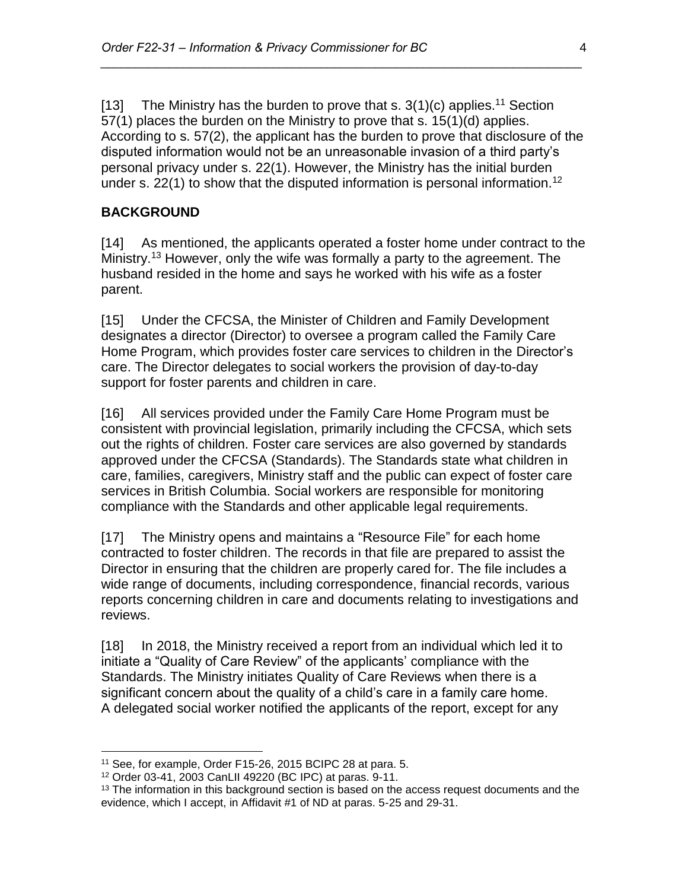[13] The Ministry has the burden to prove that s. 3(1)(c) applies.[11] Section 57(1) places the burden on the Ministry to prove that s. 15(1)(d) applies. According to s. 57(2), the applicant has the burden to prove that disclosure of the disputed information would not be an unreasonable invasion of a third party's personal privacy under s. 22(1). However, the Ministry has the initial burden under s. 22(1) to show that the disputed information is personal information.[12]

## BACKGROUND

[14] As mentioned, the applicants operated a foster home under contract to the Ministry.[13] However, only the wife was formally a party to the agreement. The husband resided in the home and says he worked with his wife as a foster parent.

[15] Under the CFCSA, the Minister of Children and Family Development designates a director (Director) to oversee a program called the Family Care Home Program, which provides foster care services to children in the Director's care. The Director delegates to social workers the provision of day-to-day support for foster parents and children in care.

[16] All services provided under the Family Care Home Program must be consistent with provincial legislation, primarily including the CFCSA, which sets out the rights of children. Foster care services are also governed by standards approved under the CFCSA (Standards). The Standards state what children in care, families, caregivers, Ministry staff and the public can expect of foster care services in British Columbia. Social workers are responsible for monitoring compliance with the Standards and other applicable legal requirements.

[17] The Ministry opens and maintains a "Resource File" for each home contracted to foster children. The records in that file are prepared to assist the Director in ensuring that the children are properly cared for. The file includes a wide range of documents, including correspondence, financial records, various reports concerning children in care and documents relating to investigations and reviews.

[18] In 2018, the Ministry received a report from an individual which led it to initiate a "Quality of Care Review" of the applicants' compliance with the Standards. The Ministry initiates Quality of Care Reviews when there is a significant concern about the quality of a child's care in a family care home. A delegated social worker notified the applicants of the report, except for any

---

[11] See, for example, Order F15-26, 2015 BCIPC 28 at para. 5.

[12] Order 03-41, 2003 CanLII 49220 (BC IPC) at paras. 9-11.

[13] The information in this background section is based on the access request documents and the evidence, which I accept, in Affidavit #1 of ND at paras. 5-25 and 29-31.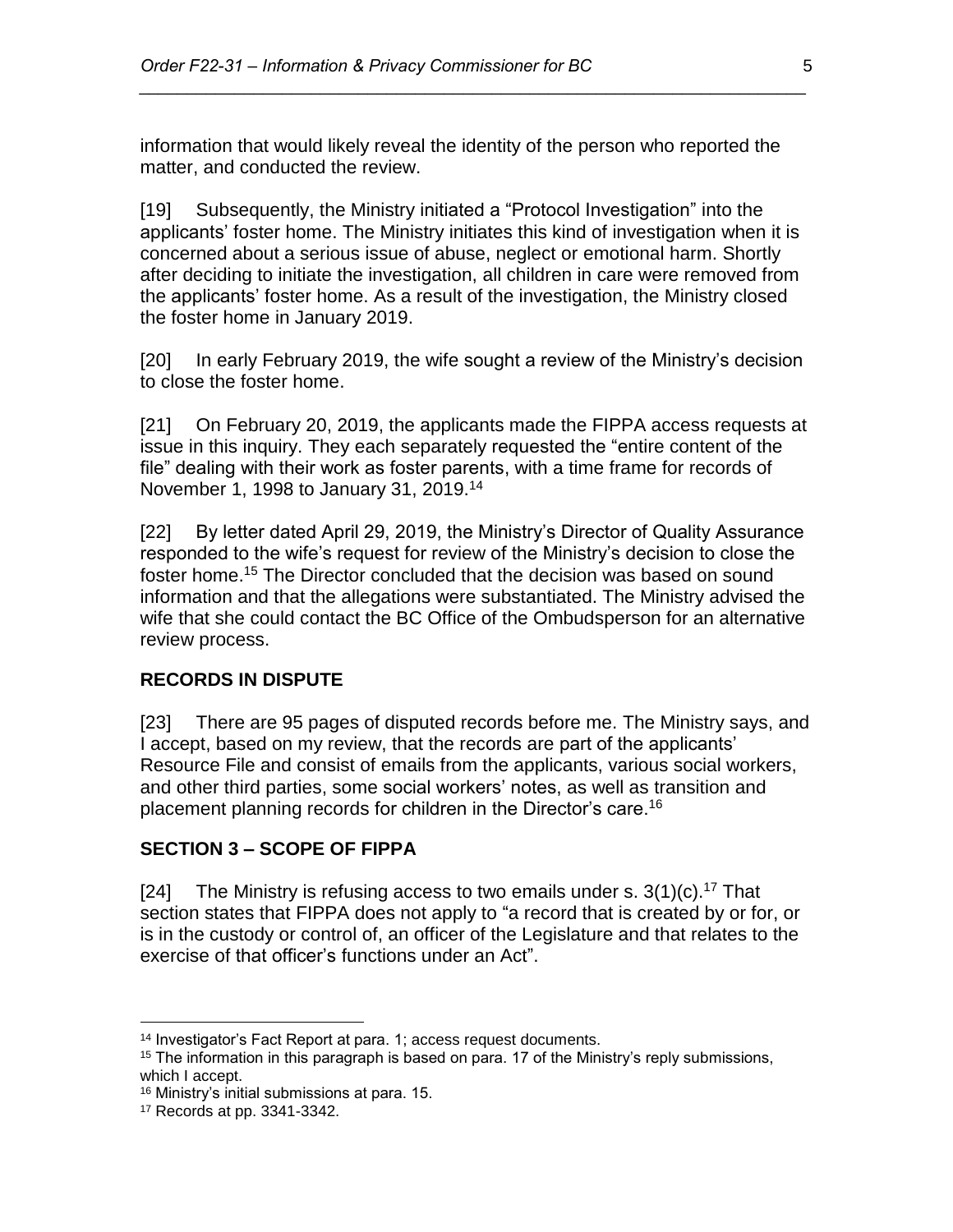information that would likely reveal the identity of the person who reported the matter, and conducted the review.

[19] Subsequently, the Ministry initiated a "Protocol Investigation" into the applicants' foster home. The Ministry initiates this kind of investigation when it is concerned about a serious issue of abuse, neglect or emotional harm. Shortly after deciding to initiate the investigation, all children in care were removed from the applicants' foster home. As a result of the investigation, the Ministry closed the foster home in January 2019.

[20] In early February 2019, the wife sought a review of the Ministry's decision to close the foster home.

[21] On February 20, 2019, the applicants made the FIPPA access requests at issue in this inquiry. They each separately requested the "entire content of the file" dealing with their work as foster parents, with a time frame for records of November 1, 1998 to January 31, 2019.[14]

[22] By letter dated April 29, 2019, the Ministry's Director of Quality Assurance responded to the wife's request for review of the Ministry's decision to close the foster home.[15] The Director concluded that the decision was based on sound information and that the allegations were substantiated. The Ministry advised the wife that she could contact the BC Office of the Ombudsperson for an alternative review process.

## RECORDS IN DISPUTE

[23] There are 95 pages of disputed records before me. The Ministry says, and I accept, based on my review, that the records are part of the applicants' Resource File and consist of emails from the applicants, various social workers, and other third parties, some social workers' notes, as well as transition and placement planning records for children in the Director's care.[16]

## SECTION 3 – SCOPE OF FIPPA

[24] The Ministry is refusing access to two emails under s. 3(1)(c).[17] That section states that FIPPA does not apply to "a record that is created by or for, or is in the custody or control of, an officer of the Legislature and that relates to the exercise of that officer's functions under an Act".

---

[14] Investigator's Fact Report at para. 1; access request documents.

[15] The information in this paragraph is based on para. 17 of the Ministry's reply submissions, which I accept.

[16] Ministry's initial submissions at para. 15.

[17] Records at pp. 3341-3342.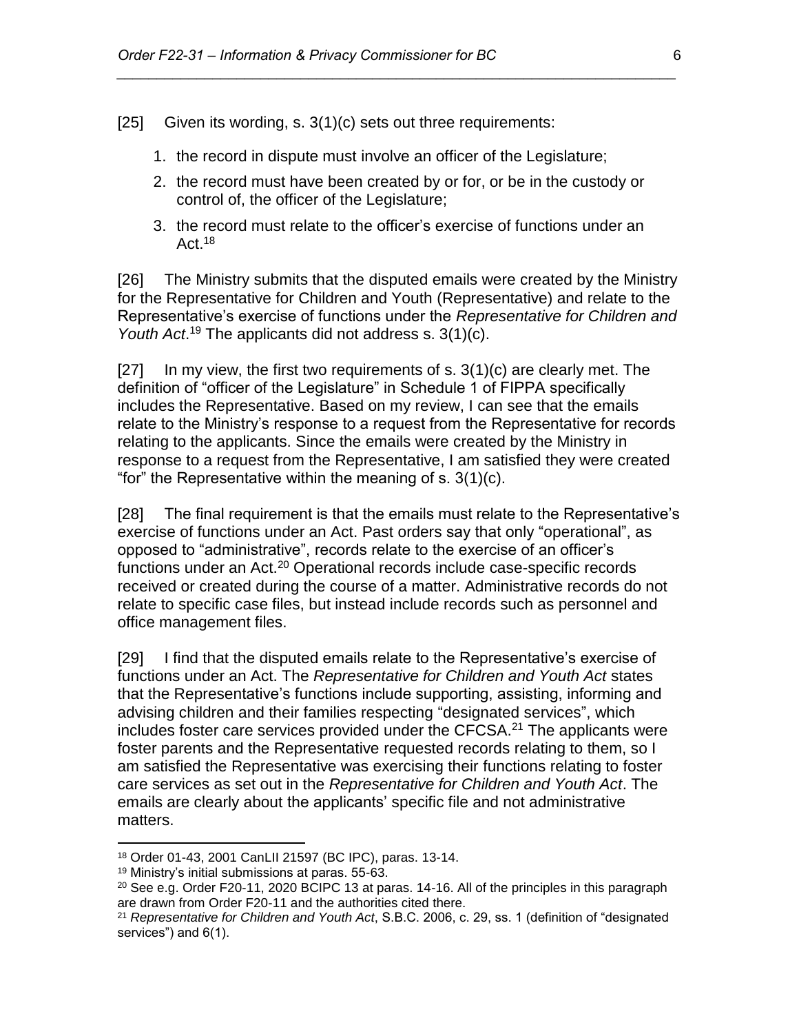[25] Given its wording, s. 3(1)(c) sets out three requirements:

1. the record in dispute must involve an officer of the Legislature;
2. the record must have been created by or for, or be in the custody or control of, the officer of the Legislature;
3. the record must relate to the officer's exercise of functions under an Act.[18]

[26] The Ministry submits that the disputed emails were created by the Ministry for the Representative for Children and Youth (Representative) and relate to the Representative's exercise of functions under the *Representative for Children and Youth Act*.[19] The applicants did not address s. 3(1)(c).

[27] In my view, the first two requirements of s. 3(1)(c) are clearly met. The definition of "officer of the Legislature" in Schedule 1 of FIPPA specifically includes the Representative. Based on my review, I can see that the emails relate to the Ministry's response to a request from the Representative for records relating to the applicants. Since the emails were created by the Ministry in response to a request from the Representative, I am satisfied they were created "for" the Representative within the meaning of s. 3(1)(c).

[28] The final requirement is that the emails must relate to the Representative's exercise of functions under an Act. Past orders say that only "operational", as opposed to "administrative", records relate to the exercise of an officer's functions under an Act.[20] Operational records include case-specific records received or created during the course of a matter. Administrative records do not relate to specific case files, but instead include records such as personnel and office management files.

[29] I find that the disputed emails relate to the Representative's exercise of functions under an Act. The *Representative for Children and Youth Act* states that the Representative's functions include supporting, assisting, informing and advising children and their families respecting "designated services", which includes foster care services provided under the CFCSA.[21] The applicants were foster parents and the Representative requested records relating to them, so I am satisfied the Representative was exercising their functions relating to foster care services as set out in the *Representative for Children and Youth Act*. The emails are clearly about the applicants' specific file and not administrative matters.

---

[18] Order 01-43, 2001 CanLII 21597 (BC IPC), paras. 13-14.

[19] Ministry's initial submissions at paras. 55-63.

[20] See e.g. Order F20-11, 2020 BCIPC 13 at paras. 14-16. All of the principles in this paragraph are drawn from Order F20-11 and the authorities cited there.

[21] *Representative for Children and Youth Act*, S.B.C. 2006, c. 29, ss. 1 (definition of "designated services") and 6(1).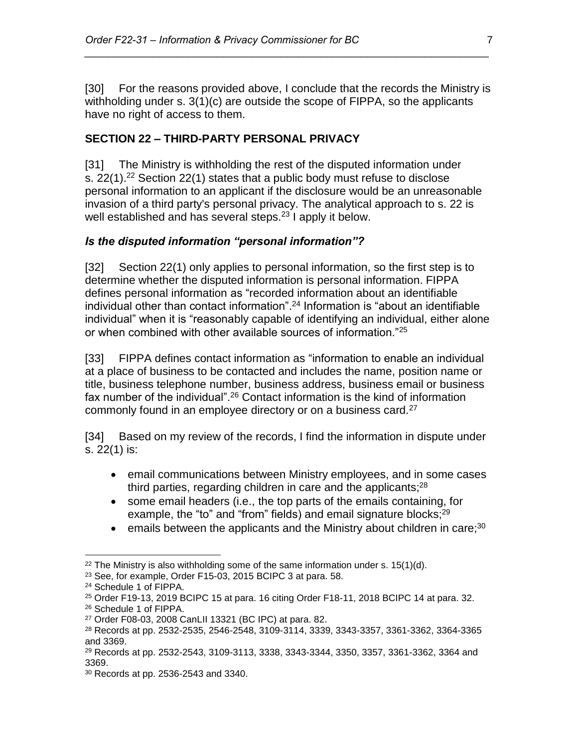[30] For the reasons provided above, I conclude that the records the Ministry is withholding under s. 3(1)(c) are outside the scope of FIPPA, so the applicants have no right of access to them.

## SECTION 22 – THIRD-PARTY PERSONAL PRIVACY

[31] The Ministry is withholding the rest of the disputed information under s. 22(1).[22] Section 22(1) states that a public body must refuse to disclose personal information to an applicant if the disclosure would be an unreasonable invasion of a third party's personal privacy. The analytical approach to s. 22 is well established and has several steps.[23] I apply it below.

### *Is the disputed information "personal information"?*

[32] Section 22(1) only applies to personal information, so the first step is to determine whether the disputed information is personal information. FIPPA defines personal information as "recorded information about an identifiable individual other than contact information".[24] Information is "about an identifiable individual" when it is "reasonably capable of identifying an individual, either alone or when combined with other available sources of information."[25]

[33] FIPPA defines contact information as "information to enable an individual at a place of business to be contacted and includes the name, position name or title, business telephone number, business address, business email or business fax number of the individual".[26] Contact information is the kind of information commonly found in an employee directory or on a business card.[27]

[34] Based on my review of the records, I find the information in dispute under s. 22(1) is:

- email communications between Ministry employees, and in some cases third parties, regarding children in care and the applicants;[28]
- some email headers (i.e., the top parts of the emails containing, for example, the "to" and "from" fields) and email signature blocks;[29]
- emails between the applicants and the Ministry about children in care;[30]

---

[22] The Ministry is also withholding some of the same information under s. 15(1)(d).

[23] See, for example, Order F15-03, 2015 BCIPC 3 at para. 58.

[24] Schedule 1 of FIPPA.

[25] Order F19-13, 2019 BCIPC 15 at para. 16 citing Order F18-11, 2018 BCIPC 14 at para. 32.

[26] Schedule 1 of FIPPA.

[27] Order F08-03, 2008 CanLII 13321 (BC IPC) at para. 82.

[28] Records at pp. 2532-2535, 2546-2548, 3109-3114, 3339, 3343-3357, 3361-3362, 3364-3365 and 3369.

[29] Records at pp. 2532-2543, 3109-3113, 3338, 3343-3344, 3350, 3357, 3361-3362, 3364 and 3369.

[30] Records at pp. 2536-2543 and 3340.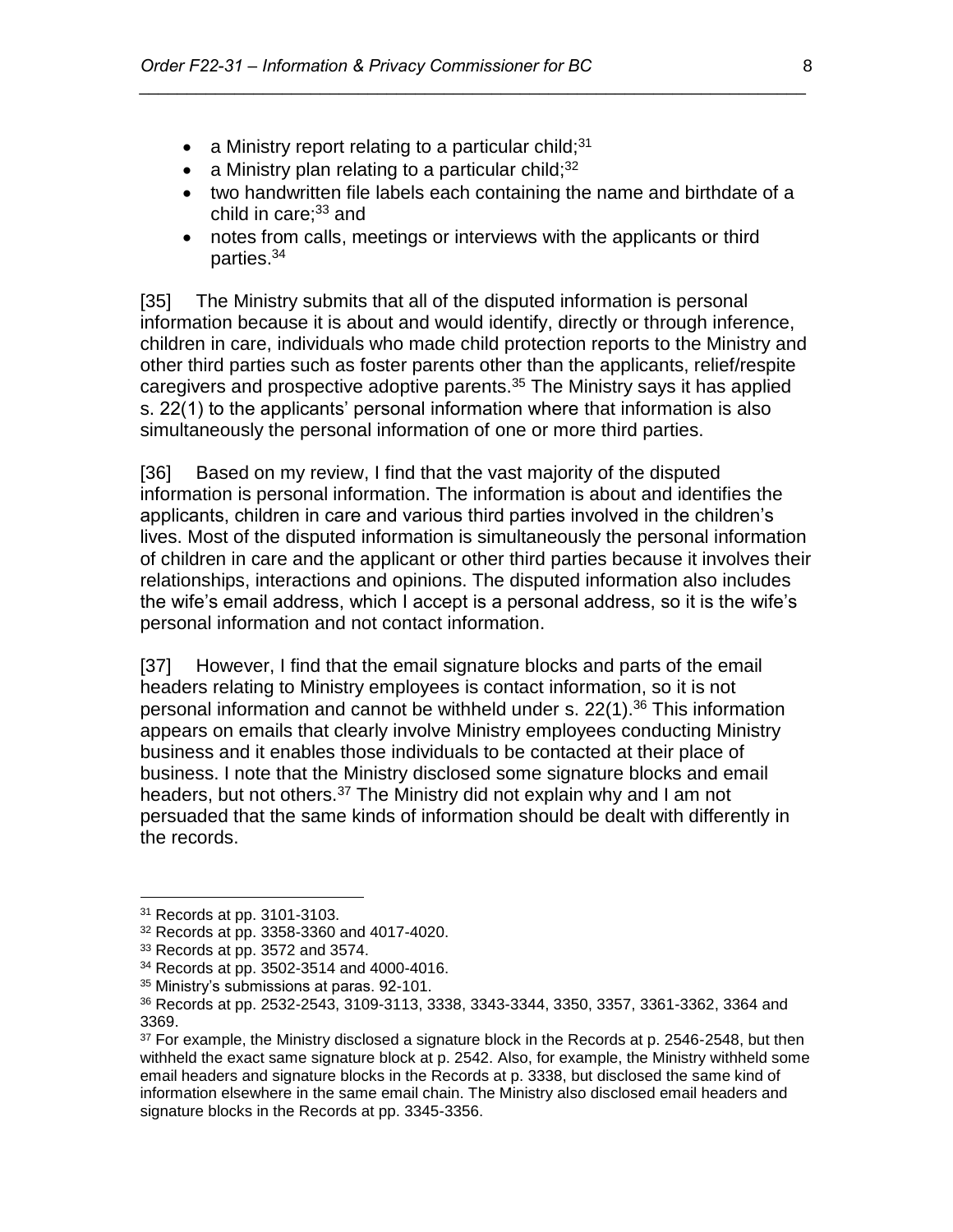- a Ministry report relating to a particular child;[31]
- a Ministry plan relating to a particular child;[32]
- two handwritten file labels each containing the name and birthdate of a child in care;[33] and
- notes from calls, meetings or interviews with the applicants or third parties.[34]

[35] The Ministry submits that all of the disputed information is personal information because it is about and would identify, directly or through inference, children in care, individuals who made child protection reports to the Ministry and other third parties such as foster parents other than the applicants, relief/respite caregivers and prospective adoptive parents.[35] The Ministry says it has applied s. 22(1) to the applicants' personal information where that information is also simultaneously the personal information of one or more third parties.

[36] Based on my review, I find that the vast majority of the disputed information is personal information. The information is about and identifies the applicants, children in care and various third parties involved in the children's lives. Most of the disputed information is simultaneously the personal information of children in care and the applicant or other third parties because it involves their relationships, interactions and opinions. The disputed information also includes the wife's email address, which I accept is a personal address, so it is the wife's personal information and not contact information.

[37] However, I find that the email signature blocks and parts of the email headers relating to Ministry employees is contact information, so it is not personal information and cannot be withheld under s. 22(1).[36] This information appears on emails that clearly involve Ministry employees conducting Ministry business and it enables those individuals to be contacted at their place of business. I note that the Ministry disclosed some signature blocks and email headers, but not others.[37] The Ministry did not explain why and I am not persuaded that the same kinds of information should be dealt with differently in the records.

---

[31] Records at pp. 3101-3103.

[32] Records at pp. 3358-3360 and 4017-4020.

[33] Records at pp. 3572 and 3574.

[34] Records at pp. 3502-3514 and 4000-4016.

[35] Ministry's submissions at paras. 92-101.

[36] Records at pp. 2532-2543, 3109-3113, 3338, 3343-3344, 3350, 3357, 3361-3362, 3364 and 3369.

[37] For example, the Ministry disclosed a signature block in the Records at p. 2546-2548, but then withheld the exact same signature block at p. 2542. Also, for example, the Ministry withheld some email headers and signature blocks in the Records at p. 3338, but disclosed the same kind of information elsewhere in the same email chain. The Ministry also disclosed email headers and signature blocks in the Records at pp. 3345-3356.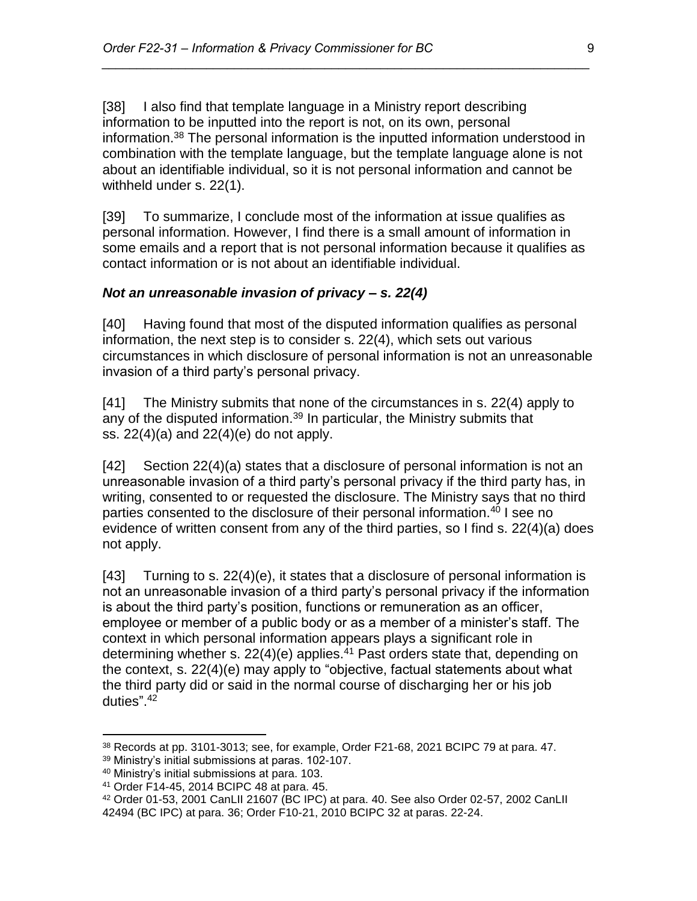[38] I also find that template language in a Ministry report describing information to be inputted into the report is not, on its own, personal information.[38] The personal information is the inputted information understood in combination with the template language, but the template language alone is not about an identifiable individual, so it is not personal information and cannot be withheld under s. 22(1).

[39] To summarize, I conclude most of the information at issue qualifies as personal information. However, I find there is a small amount of information in some emails and a report that is not personal information because it qualifies as contact information or is not about an identifiable individual.

### *Not an unreasonable invasion of privacy – s. 22(4)*

[40] Having found that most of the disputed information qualifies as personal information, the next step is to consider s. 22(4), which sets out various circumstances in which disclosure of personal information is not an unreasonable invasion of a third party's personal privacy.

[41] The Ministry submits that none of the circumstances in s. 22(4) apply to any of the disputed information.[39] In particular, the Ministry submits that ss. 22(4)(a) and 22(4)(e) do not apply.

[42] Section 22(4)(a) states that a disclosure of personal information is not an unreasonable invasion of a third party's personal privacy if the third party has, in writing, consented to or requested the disclosure. The Ministry says that no third parties consented to the disclosure of their personal information.[40] I see no evidence of written consent from any of the third parties, so I find s. 22(4)(a) does not apply.

[43] Turning to s. 22(4)(e), it states that a disclosure of personal information is not an unreasonable invasion of a third party's personal privacy if the information is about the third party's position, functions or remuneration as an officer, employee or member of a public body or as a member of a minister's staff. The context in which personal information appears plays a significant role in determining whether s. 22(4)(e) applies.[41] Past orders state that, depending on the context, s. 22(4)(e) may apply to "objective, factual statements about what the third party did or said in the normal course of discharging her or his job duties".[42]

---

[38] Records at pp. 3101-3013; see, for example, Order F21-68, 2021 BCIPC 79 at para. 47.

[39] Ministry's initial submissions at paras. 102-107.

[40] Ministry's initial submissions at para. 103.

[41] Order F14-45, 2014 BCIPC 48 at para. 45.

[42] Order 01-53, 2001 CanLII 21607 (BC IPC) at para. 40. See also Order 02-57, 2002 CanLII 42494 (BC IPC) at para. 36; Order F10-21, 2010 BCIPC 32 at paras. 22-24.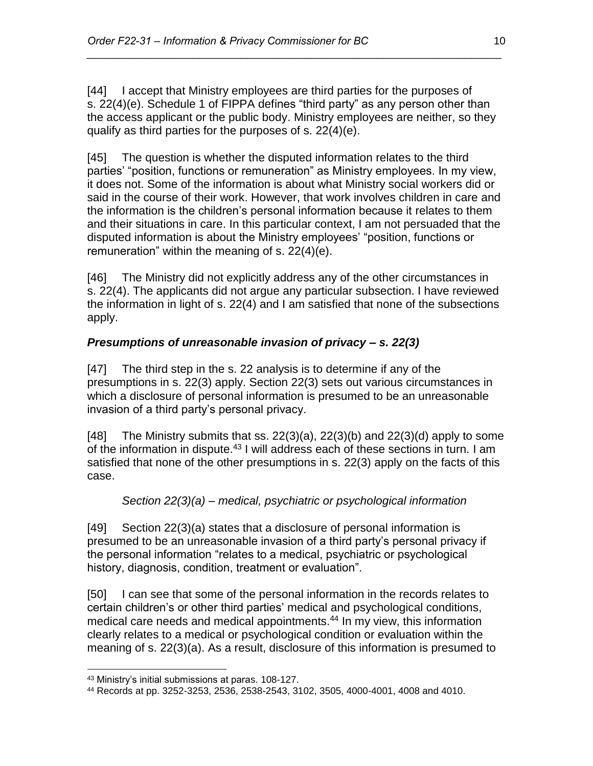[44] I accept that Ministry employees are third parties for the purposes of s. 22(4)(e). Schedule 1 of FIPPA defines "third party" as any person other than the access applicant or the public body. Ministry employees are neither, so they qualify as third parties for the purposes of s. 22(4)(e).

[45] The question is whether the disputed information relates to the third parties' "position, functions or remuneration" as Ministry employees. In my view, it does not. Some of the information is about what Ministry social workers did or said in the course of their work. However, that work involves children in care and the information is the children's personal information because it relates to them and their situations in care. In this particular context, I am not persuaded that the disputed information is about the Ministry employees' "position, functions or remuneration" within the meaning of s. 22(4)(e).

[46] The Ministry did not explicitly address any of the other circumstances in s. 22(4). The applicants did not argue any particular subsection. I have reviewed the information in light of s. 22(4) and I am satisfied that none of the subsections apply.

### *Presumptions of unreasonable invasion of privacy – s. 22(3)*

[47] The third step in the s. 22 analysis is to determine if any of the presumptions in s. 22(3) apply. Section 22(3) sets out various circumstances in which a disclosure of personal information is presumed to be an unreasonable invasion of a third party's personal privacy.

[48] The Ministry submits that ss. 22(3)(a), 22(3)(b) and 22(3)(d) apply to some of the information in dispute.[43] I will address each of these sections in turn. I am satisfied that none of the other presumptions in s. 22(3) apply on the facts of this case.

*Section 22(3)(a) – medical, psychiatric or psychological information*

[49] Section 22(3)(a) states that a disclosure of personal information is presumed to be an unreasonable invasion of a third party's personal privacy if the personal information "relates to a medical, psychiatric or psychological history, diagnosis, condition, treatment or evaluation".

[50] I can see that some of the personal information in the records relates to certain children's or other third parties' medical and psychological conditions, medical care needs and medical appointments.[44] In my view, this information clearly relates to a medical or psychological condition or evaluation within the meaning of s. 22(3)(a). As a result, disclosure of this information is presumed to

---

[43] Ministry's initial submissions at paras. 108-127.

[44] Records at pp. 3252-3253, 2536, 2538-2543, 3102, 3505, 4000-4001, 4008 and 4010.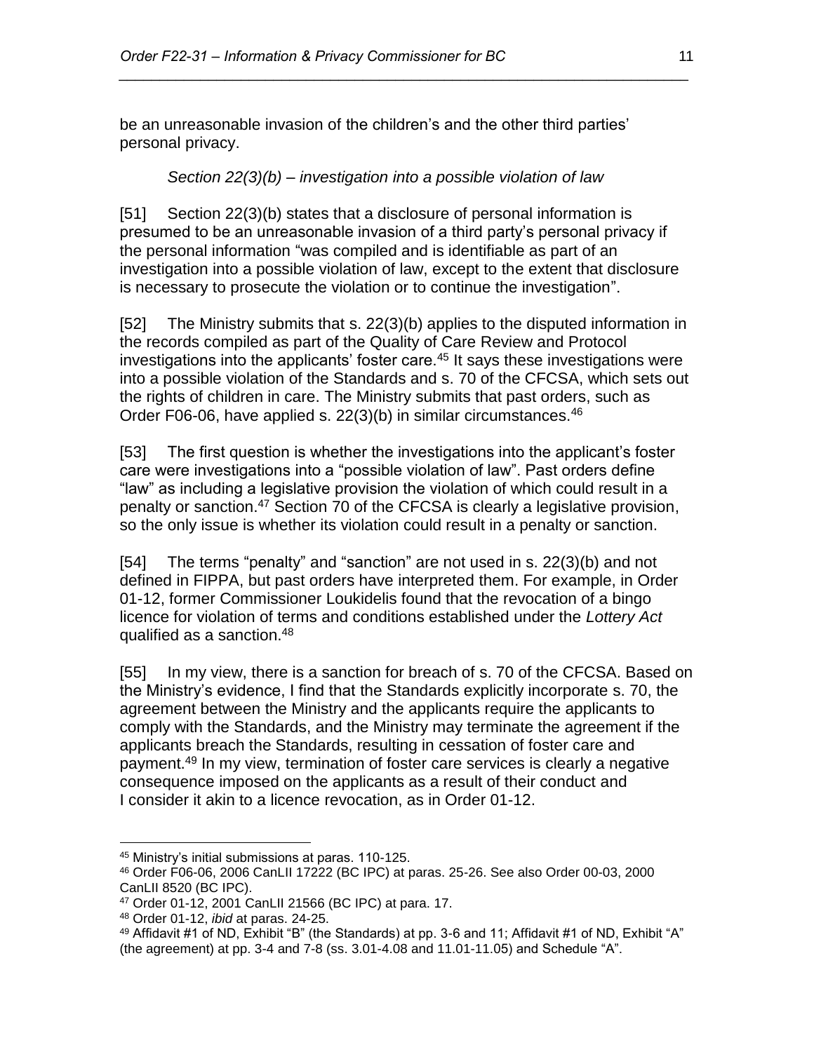be an unreasonable invasion of the children's and the other third parties' personal privacy.

### *Section 22(3)(b) – investigation into a possible violation of law*

[51] Section 22(3)(b) states that a disclosure of personal information is presumed to be an unreasonable invasion of a third party's personal privacy if the personal information "was compiled and is identifiable as part of an investigation into a possible violation of law, except to the extent that disclosure is necessary to prosecute the violation or to continue the investigation".

[52] The Ministry submits that s. 22(3)(b) applies to the disputed information in the records compiled as part of the Quality of Care Review and Protocol investigations into the applicants' foster care.[45] It says these investigations were into a possible violation of the Standards and s. 70 of the CFCSA, which sets out the rights of children in care. The Ministry submits that past orders, such as Order F06-06, have applied s. 22(3)(b) in similar circumstances.[46]

[53] The first question is whether the investigations into the applicant's foster care were investigations into a "possible violation of law". Past orders define "law" as including a legislative provision the violation of which could result in a penalty or sanction.[47] Section 70 of the CFCSA is clearly a legislative provision, so the only issue is whether its violation could result in a penalty or sanction.

[54] The terms "penalty" and "sanction" are not used in s. 22(3)(b) and not defined in FIPPA, but past orders have interpreted them. For example, in Order 01-12, former Commissioner Loukidelis found that the revocation of a bingo licence for violation of terms and conditions established under the *Lottery Act* qualified as a sanction.[48]

[55] In my view, there is a sanction for breach of s. 70 of the CFCSA. Based on the Ministry's evidence, I find that the Standards explicitly incorporate s. 70, the agreement between the Ministry and the applicants require the applicants to comply with the Standards, and the Ministry may terminate the agreement if the applicants breach the Standards, resulting in cessation of foster care and payment.[49] In my view, termination of foster care services is clearly a negative consequence imposed on the applicants as a result of their conduct and I consider it akin to a licence revocation, as in Order 01-12.

---

[45] Ministry's initial submissions at paras. 110-125.

[46] Order F06-06, 2006 CanLII 17222 (BC IPC) at paras. 25-26. See also Order 00-03, 2000 CanLII 8520 (BC IPC).

[47] Order 01-12, 2001 CanLII 21566 (BC IPC) at para. 17.

[48] Order 01-12, *ibid* at paras. 24-25.

[49] Affidavit #1 of ND, Exhibit "B" (the Standards) at pp. 3-6 and 11; Affidavit #1 of ND, Exhibit "A" (the agreement) at pp. 3-4 and 7-8 (ss. 3.01-4.08 and 11.01-11.05) and Schedule "A".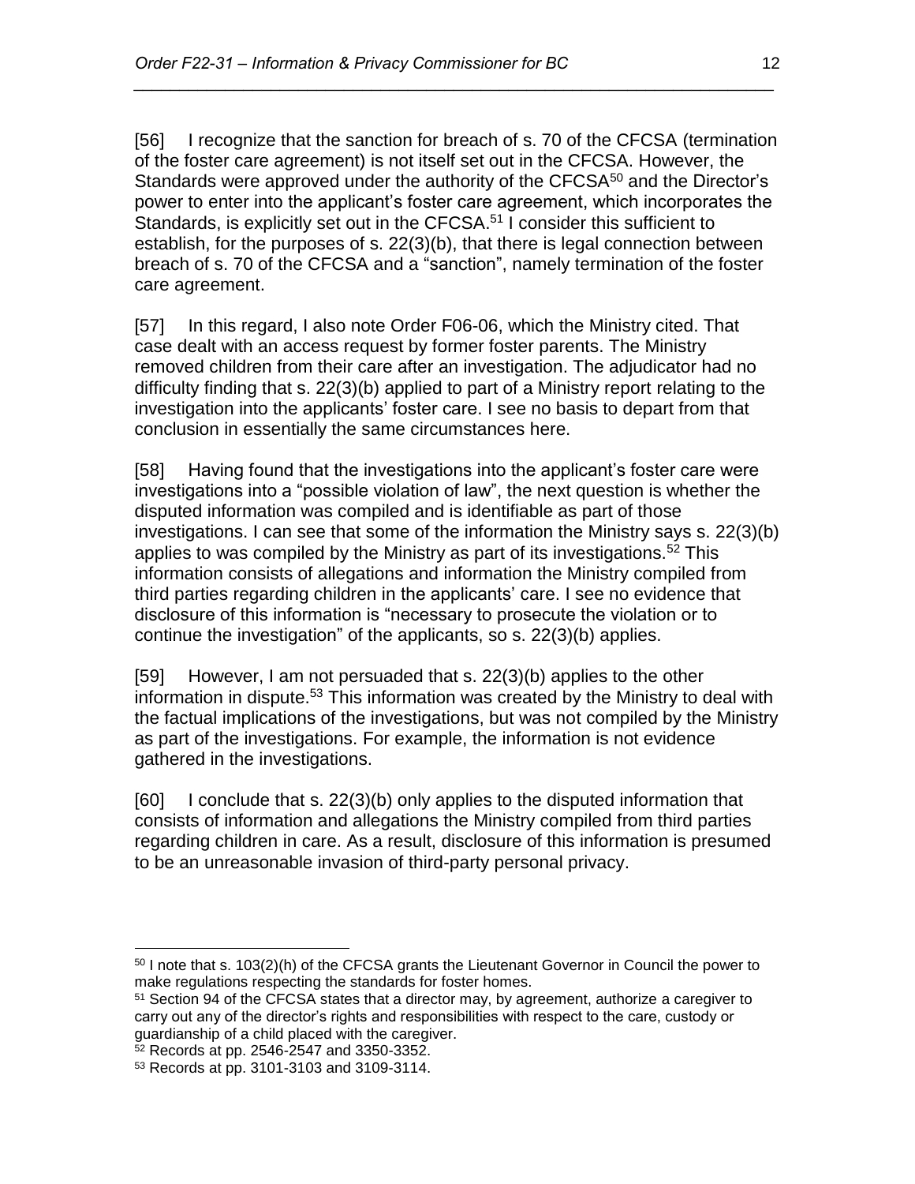[56] I recognize that the sanction for breach of s. 70 of the CFCSA (termination of the foster care agreement) is not itself set out in the CFCSA. However, the Standards were approved under the authority of the CFCSA[50] and the Director's power to enter into the applicant's foster care agreement, which incorporates the Standards, is explicitly set out in the CFCSA.[51] I consider this sufficient to establish, for the purposes of s. 22(3)(b), that there is legal connection between breach of s. 70 of the CFCSA and a "sanction", namely termination of the foster care agreement.

[57] In this regard, I also note Order F06-06, which the Ministry cited. That case dealt with an access request by former foster parents. The Ministry removed children from their care after an investigation. The adjudicator had no difficulty finding that s. 22(3)(b) applied to part of a Ministry report relating to the investigation into the applicants' foster care. I see no basis to depart from that conclusion in essentially the same circumstances here.

[58] Having found that the investigations into the applicant's foster care were investigations into a "possible violation of law", the next question is whether the disputed information was compiled and is identifiable as part of those investigations. I can see that some of the information the Ministry says s. 22(3)(b) applies to was compiled by the Ministry as part of its investigations.[52] This information consists of allegations and information the Ministry compiled from third parties regarding children in the applicants' care. I see no evidence that disclosure of this information is "necessary to prosecute the violation or to continue the investigation" of the applicants, so s. 22(3)(b) applies.

[59] However, I am not persuaded that s. 22(3)(b) applies to the other information in dispute.[53] This information was created by the Ministry to deal with the factual implications of the investigations, but was not compiled by the Ministry as part of the investigations. For example, the information is not evidence gathered in the investigations.

[60] I conclude that s. 22(3)(b) only applies to the disputed information that consists of information and allegations the Ministry compiled from third parties regarding children in care. As a result, disclosure of this information is presumed to be an unreasonable invasion of third-party personal privacy.

---

[50] I note that s. 103(2)(h) of the CFCSA grants the Lieutenant Governor in Council the power to make regulations respecting the standards for foster homes.

[51] Section 94 of the CFCSA states that a director may, by agreement, authorize a caregiver to carry out any of the director's rights and responsibilities with respect to the care, custody or guardianship of a child placed with the caregiver.

[52] Records at pp. 2546-2547 and 3350-3352.

[53] Records at pp. 3101-3103 and 3109-3114.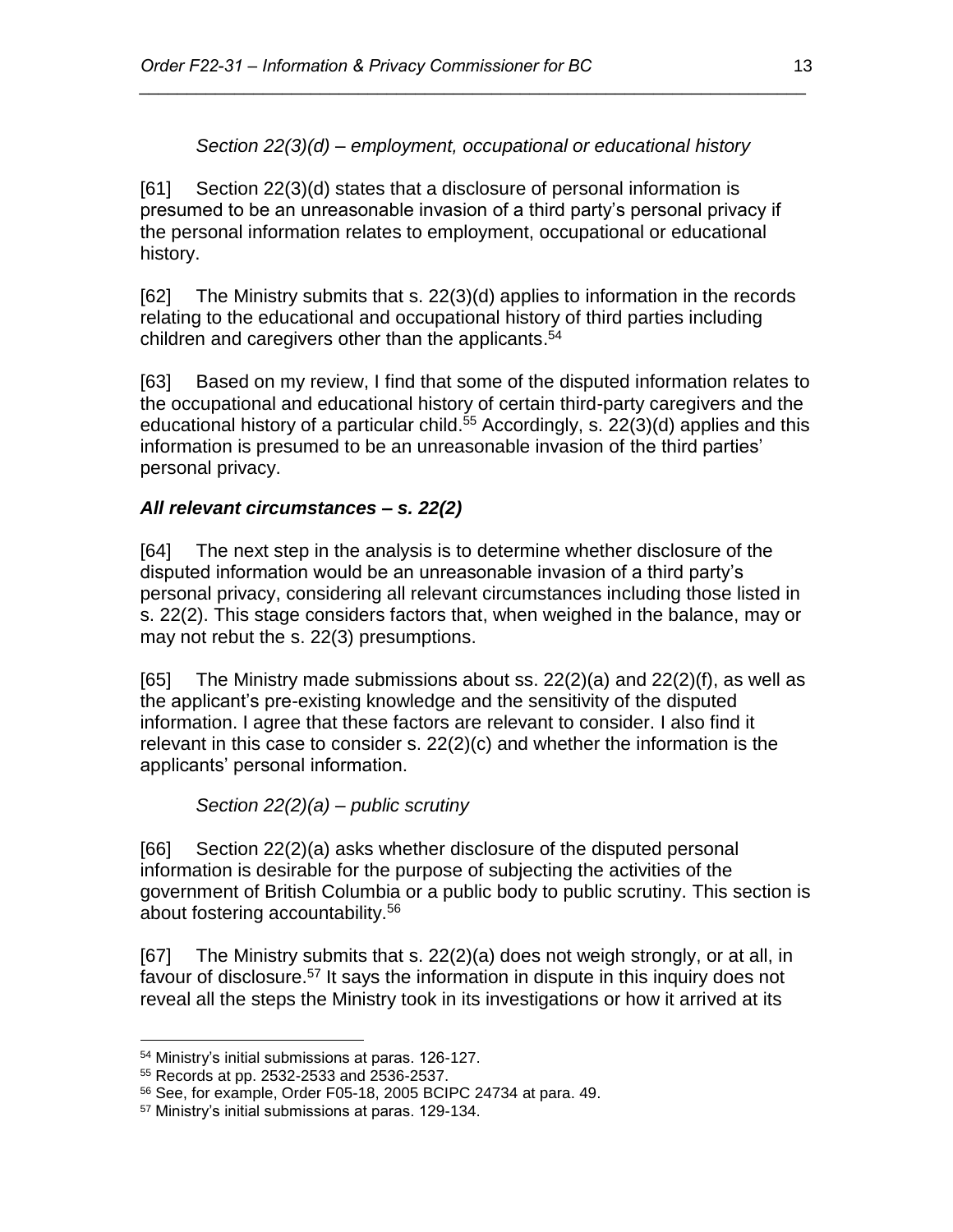*Section 22(3)(d) – employment, occupational or educational history*

[61] Section 22(3)(d) states that a disclosure of personal information is presumed to be an unreasonable invasion of a third party's personal privacy if the personal information relates to employment, occupational or educational history.

[62] The Ministry submits that s. 22(3)(d) applies to information in the records relating to the educational and occupational history of third parties including children and caregivers other than the applicants.[54]

[63] Based on my review, I find that some of the disputed information relates to the occupational and educational history of certain third-party caregivers and the educational history of a particular child.[55] Accordingly, s. 22(3)(d) applies and this information is presumed to be an unreasonable invasion of the third parties' personal privacy.

### *All relevant circumstances – s. 22(2)*

[64] The next step in the analysis is to determine whether disclosure of the disputed information would be an unreasonable invasion of a third party's personal privacy, considering all relevant circumstances including those listed in s. 22(2). This stage considers factors that, when weighed in the balance, may or may not rebut the s. 22(3) presumptions.

[65] The Ministry made submissions about ss. 22(2)(a) and 22(2)(f), as well as the applicant's pre-existing knowledge and the sensitivity of the disputed information. I agree that these factors are relevant to consider. I also find it relevant in this case to consider s. 22(2)(c) and whether the information is the applicants' personal information.

*Section 22(2)(a) – public scrutiny*

[66] Section 22(2)(a) asks whether disclosure of the disputed personal information is desirable for the purpose of subjecting the activities of the government of British Columbia or a public body to public scrutiny. This section is about fostering accountability.[56]

[67] The Ministry submits that s. 22(2)(a) does not weigh strongly, or at all, in favour of disclosure.[57] It says the information in dispute in this inquiry does not reveal all the steps the Ministry took in its investigations or how it arrived at its

---

[54] Ministry's initial submissions at paras. 126-127.
[55] Records at pp. 2532-2533 and 2536-2537.
[56] See, for example, Order F05-18, 2005 BCIPC 24734 at para. 49.
[57] Ministry's initial submissions at paras. 129-134.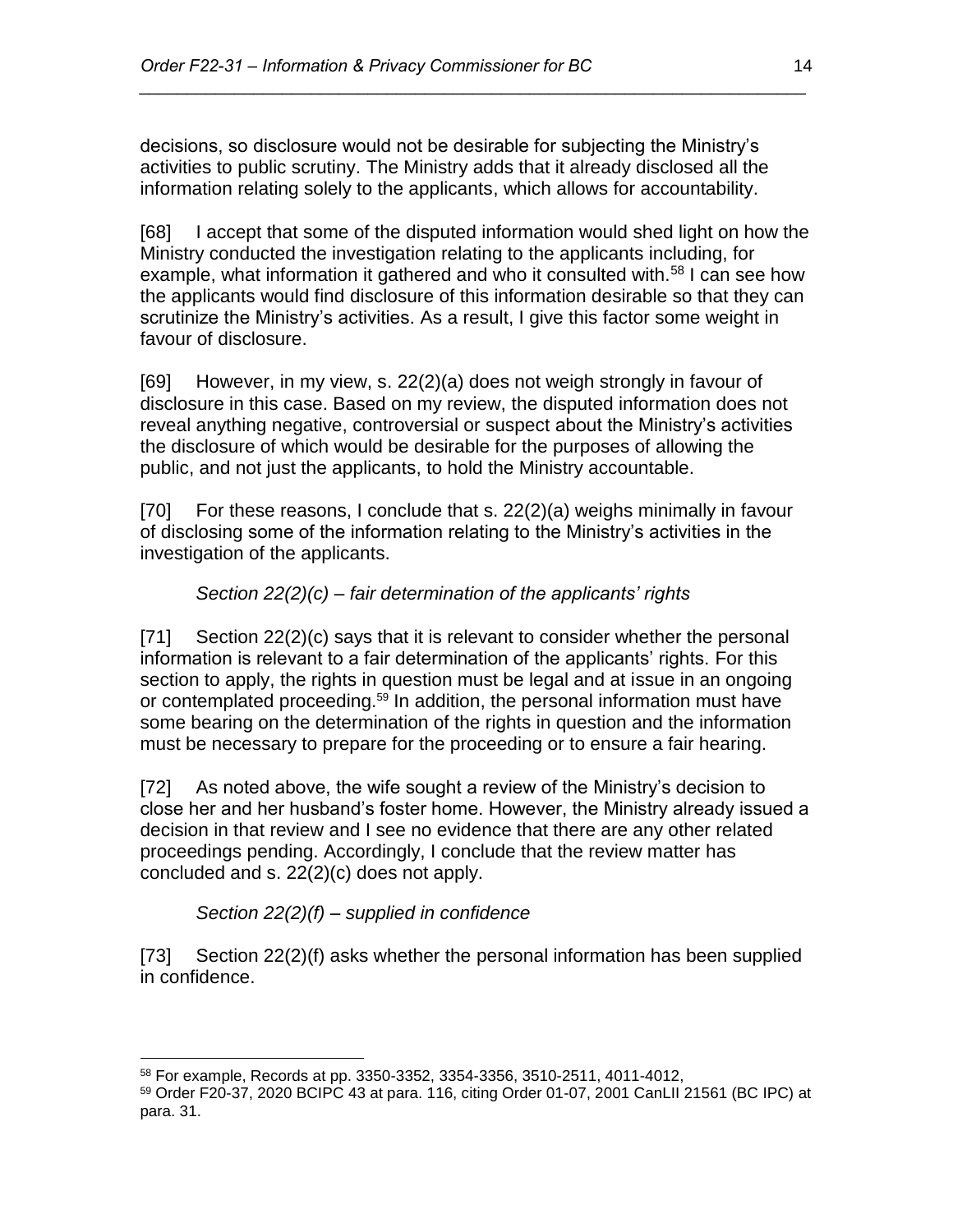decisions, so disclosure would not be desirable for subjecting the Ministry's activities to public scrutiny. The Ministry adds that it already disclosed all the information relating solely to the applicants, which allows for accountability.

[68] I accept that some of the disputed information would shed light on how the Ministry conducted the investigation relating to the applicants including, for example, what information it gathered and who it consulted with.[58] I can see how the applicants would find disclosure of this information desirable so that they can scrutinize the Ministry's activities. As a result, I give this factor some weight in favour of disclosure.

[69] However, in my view, s. 22(2)(a) does not weigh strongly in favour of disclosure in this case. Based on my review, the disputed information does not reveal anything negative, controversial or suspect about the Ministry's activities the disclosure of which would be desirable for the purposes of allowing the public, and not just the applicants, to hold the Ministry accountable.

[70] For these reasons, I conclude that s. 22(2)(a) weighs minimally in favour of disclosing some of the information relating to the Ministry's activities in the investigation of the applicants.

*Section 22(2)(c) – fair determination of the applicants' rights*

[71] Section 22(2)(c) says that it is relevant to consider whether the personal information is relevant to a fair determination of the applicants' rights. For this section to apply, the rights in question must be legal and at issue in an ongoing or contemplated proceeding.[59] In addition, the personal information must have some bearing on the determination of the rights in question and the information must be necessary to prepare for the proceeding or to ensure a fair hearing.

[72] As noted above, the wife sought a review of the Ministry's decision to close her and her husband's foster home. However, the Ministry already issued a decision in that review and I see no evidence that there are any other related proceedings pending. Accordingly, I conclude that the review matter has concluded and s. 22(2)(c) does not apply.

*Section 22(2)(f) – supplied in confidence*

[73] Section 22(2)(f) asks whether the personal information has been supplied in confidence.

---

[58] For example, Records at pp. 3350-3352, 3354-3356, 3510-2511, 4011-4012,

[59] Order F20-37, 2020 BCIPC 43 at para. 116, citing Order 01-07, 2001 CanLII 21561 (BC IPC) at para. 31.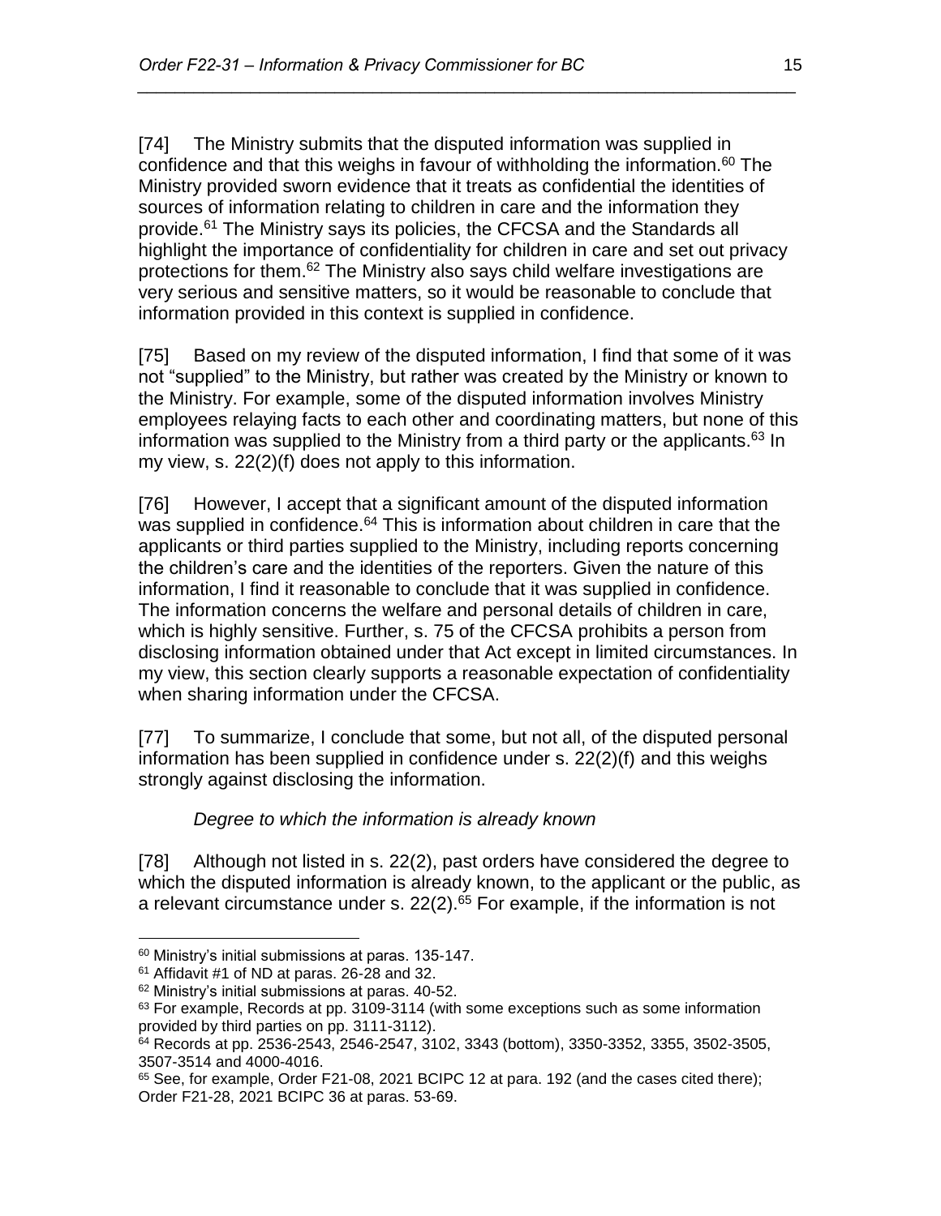[74] The Ministry submits that the disputed information was supplied in confidence and that this weighs in favour of withholding the information.[60] The Ministry provided sworn evidence that it treats as confidential the identities of sources of information relating to children in care and the information they provide.[61] The Ministry says its policies, the CFCSA and the Standards all highlight the importance of confidentiality for children in care and set out privacy protections for them.[62] The Ministry also says child welfare investigations are very serious and sensitive matters, so it would be reasonable to conclude that information provided in this context is supplied in confidence.

[75] Based on my review of the disputed information, I find that some of it was not "supplied" to the Ministry, but rather was created by the Ministry or known to the Ministry. For example, some of the disputed information involves Ministry employees relaying facts to each other and coordinating matters, but none of this information was supplied to the Ministry from a third party or the applicants.[63] In my view, s. 22(2)(f) does not apply to this information.

[76] However, I accept that a significant amount of the disputed information was supplied in confidence.[64] This is information about children in care that the applicants or third parties supplied to the Ministry, including reports concerning the children's care and the identities of the reporters. Given the nature of this information, I find it reasonable to conclude that it was supplied in confidence. The information concerns the welfare and personal details of children in care, which is highly sensitive. Further, s. 75 of the CFCSA prohibits a person from disclosing information obtained under that Act except in limited circumstances. In my view, this section clearly supports a reasonable expectation of confidentiality when sharing information under the CFCSA.

[77] To summarize, I conclude that some, but not all, of the disputed personal information has been supplied in confidence under s. 22(2)(f) and this weighs strongly against disclosing the information.

*Degree to which the information is already known*

[78] Although not listed in s. 22(2), past orders have considered the degree to which the disputed information is already known, to the applicant or the public, as a relevant circumstance under s. 22(2).[65] For example, if the information is not

---

[60] Ministry's initial submissions at paras. 135-147.

[61] Affidavit #1 of ND at paras. 26-28 and 32.

[62] Ministry's initial submissions at paras. 40-52.

[63] For example, Records at pp. 3109-3114 (with some exceptions such as some information provided by third parties on pp. 3111-3112).

[64] Records at pp. 2536-2543, 2546-2547, 3102, 3343 (bottom), 3350-3352, 3355, 3502-3505, 3507-3514 and 4000-4016.

[65] See, for example, Order F21-08, 2021 BCIPC 12 at para. 192 (and the cases cited there); Order F21-28, 2021 BCIPC 36 at paras. 53-69.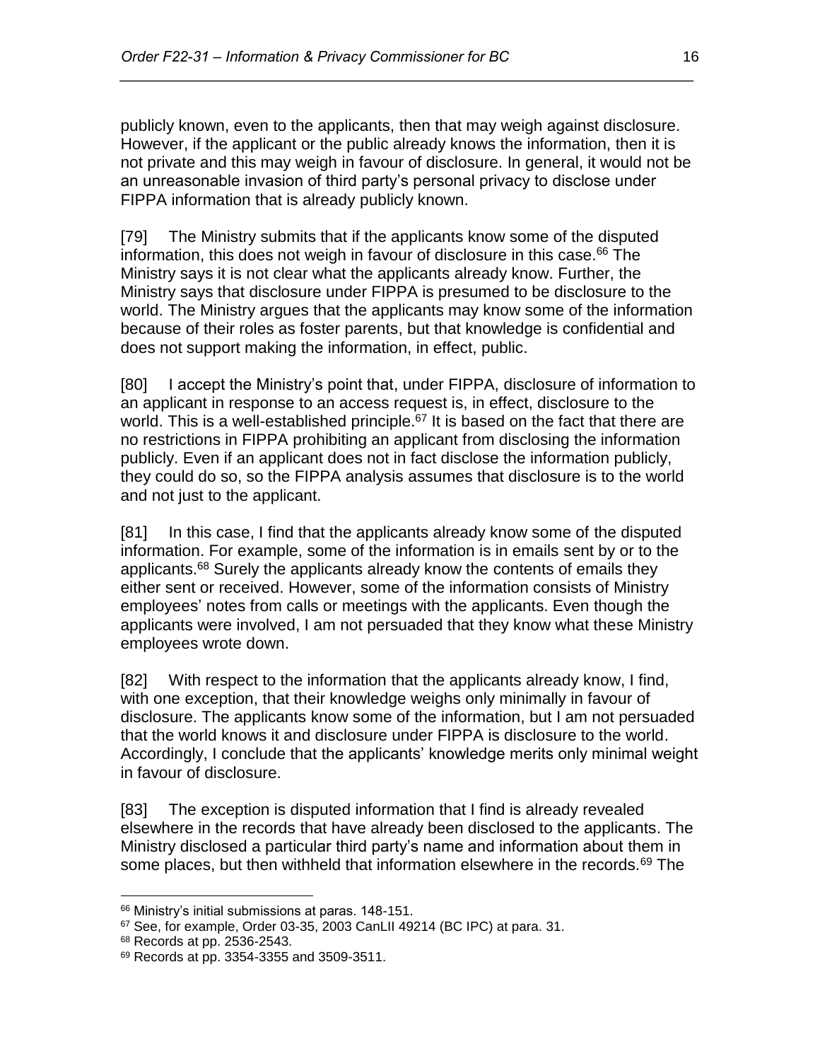publicly known, even to the applicants, then that may weigh against disclosure. However, if the applicant or the public already knows the information, then it is not private and this may weigh in favour of disclosure. In general, it would not be an unreasonable invasion of third party's personal privacy to disclose under FIPPA information that is already publicly known.

[79] The Ministry submits that if the applicants know some of the disputed information, this does not weigh in favour of disclosure in this case.[66] The Ministry says it is not clear what the applicants already know. Further, the Ministry says that disclosure under FIPPA is presumed to be disclosure to the world. The Ministry argues that the applicants may know some of the information because of their roles as foster parents, but that knowledge is confidential and does not support making the information, in effect, public.

[80] I accept the Ministry's point that, under FIPPA, disclosure of information to an applicant in response to an access request is, in effect, disclosure to the world. This is a well-established principle.[67] It is based on the fact that there are no restrictions in FIPPA prohibiting an applicant from disclosing the information publicly. Even if an applicant does not in fact disclose the information publicly, they could do so, so the FIPPA analysis assumes that disclosure is to the world and not just to the applicant.

[81] In this case, I find that the applicants already know some of the disputed information. For example, some of the information is in emails sent by or to the applicants.[68] Surely the applicants already know the contents of emails they either sent or received. However, some of the information consists of Ministry employees' notes from calls or meetings with the applicants. Even though the applicants were involved, I am not persuaded that they know what these Ministry employees wrote down.

[82] With respect to the information that the applicants already know, I find, with one exception, that their knowledge weighs only minimally in favour of disclosure. The applicants know some of the information, but I am not persuaded that the world knows it and disclosure under FIPPA is disclosure to the world. Accordingly, I conclude that the applicants' knowledge merits only minimal weight in favour of disclosure.

[83] The exception is disputed information that I find is already revealed elsewhere in the records that have already been disclosed to the applicants. The Ministry disclosed a particular third party's name and information about them in some places, but then withheld that information elsewhere in the records.[69] The

---

[66] Ministry's initial submissions at paras. 148-151.

[67] See, for example, Order 03-35, 2003 CanLII 49214 (BC IPC) at para. 31.

[68] Records at pp. 2536-2543.

[69] Records at pp. 3354-3355 and 3509-3511.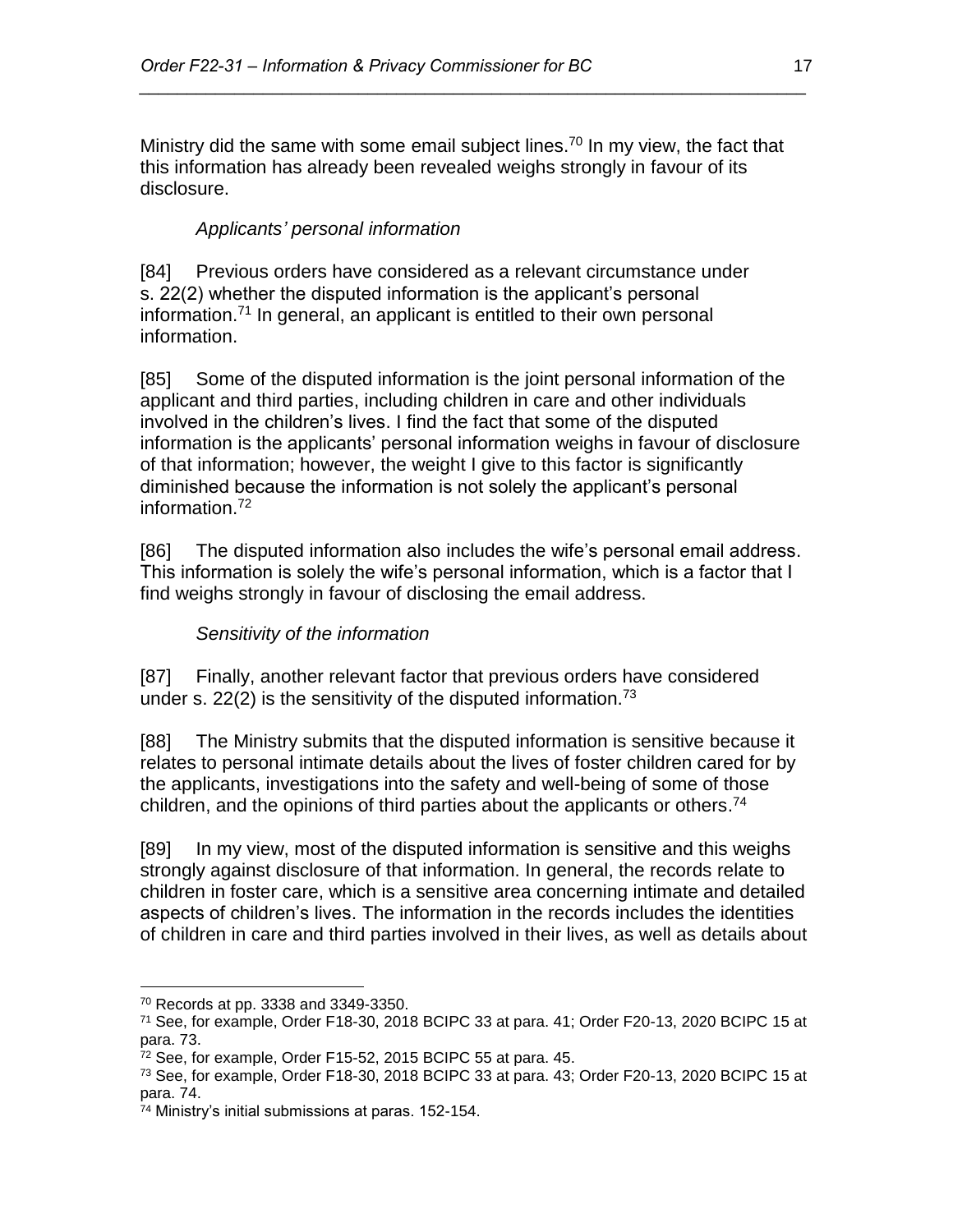Ministry did the same with some email subject lines.[70] In my view, the fact that this information has already been revealed weighs strongly in favour of its disclosure.

*Applicants' personal information*

[84] Previous orders have considered as a relevant circumstance under s. 22(2) whether the disputed information is the applicant's personal information.[71] In general, an applicant is entitled to their own personal information.

[85] Some of the disputed information is the joint personal information of the applicant and third parties, including children in care and other individuals involved in the children's lives. I find the fact that some of the disputed information is the applicants' personal information weighs in favour of disclosure of that information; however, the weight I give to this factor is significantly diminished because the information is not solely the applicant's personal information.[72]

[86] The disputed information also includes the wife's personal email address. This information is solely the wife's personal information, which is a factor that I find weighs strongly in favour of disclosing the email address.

*Sensitivity of the information*

[87] Finally, another relevant factor that previous orders have considered under s. 22(2) is the sensitivity of the disputed information.[73]

[88] The Ministry submits that the disputed information is sensitive because it relates to personal intimate details about the lives of foster children cared for by the applicants, investigations into the safety and well-being of some of those children, and the opinions of third parties about the applicants or others.[74]

[89] In my view, most of the disputed information is sensitive and this weighs strongly against disclosure of that information. In general, the records relate to children in foster care, which is a sensitive area concerning intimate and detailed aspects of children's lives. The information in the records includes the identities of children in care and third parties involved in their lives, as well as details about

---

[70] Records at pp. 3338 and 3349-3350.

[71] See, for example, Order F18-30, 2018 BCIPC 33 at para. 41; Order F20-13, 2020 BCIPC 15 at para. 73.

[72] See, for example, Order F15-52, 2015 BCIPC 55 at para. 45.

[73] See, for example, Order F18-30, 2018 BCIPC 33 at para. 43; Order F20-13, 2020 BCIPC 15 at para. 74.

[74] Ministry's initial submissions at paras. 152-154.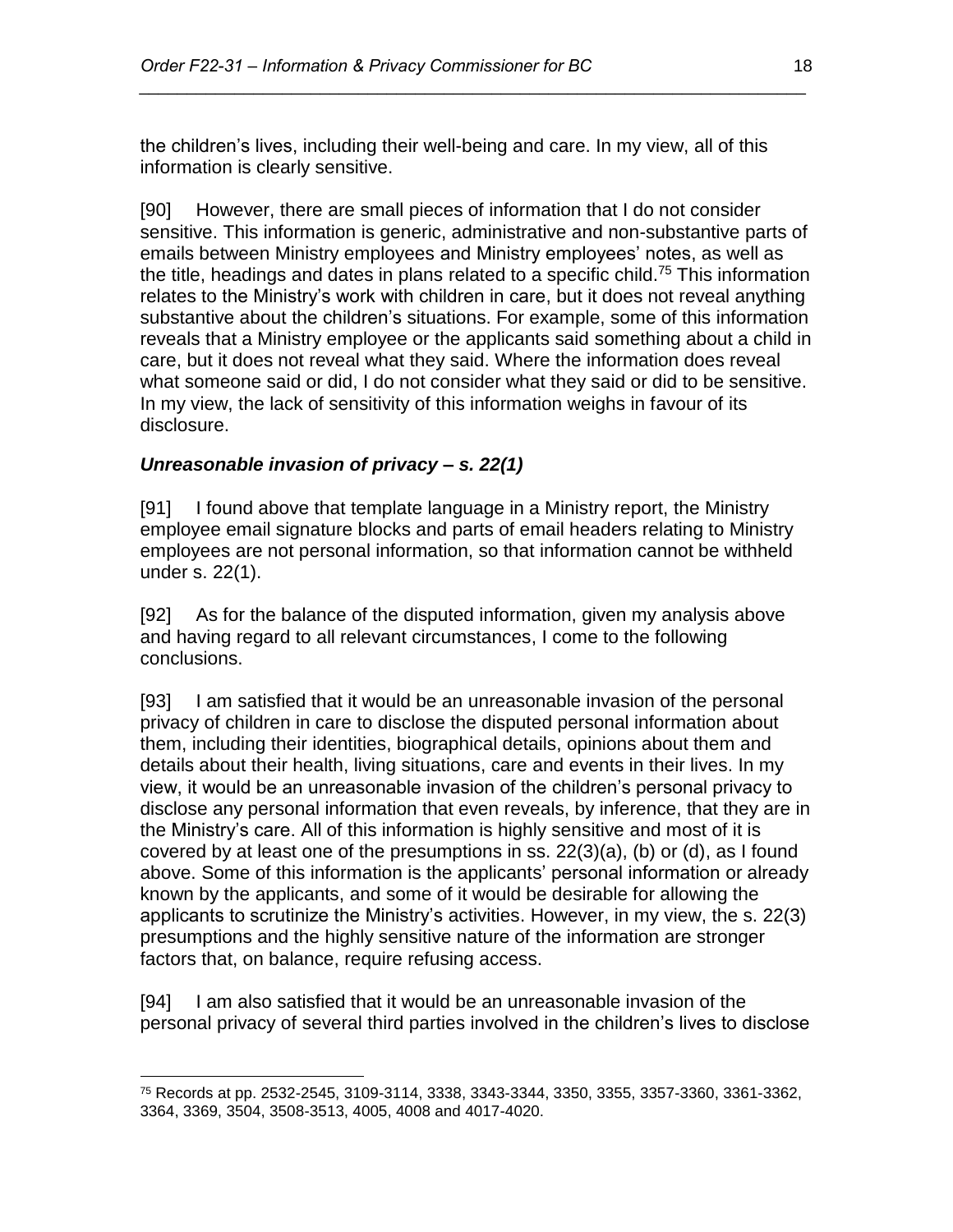the children's lives, including their well-being and care. In my view, all of this information is clearly sensitive.

[90] However, there are small pieces of information that I do not consider sensitive. This information is generic, administrative and non-substantive parts of emails between Ministry employees and Ministry employees' notes, as well as the title, headings and dates in plans related to a specific child.[75] This information relates to the Ministry's work with children in care, but it does not reveal anything substantive about the children's situations. For example, some of this information reveals that a Ministry employee or the applicants said something about a child in care, but it does not reveal what they said. Where the information does reveal what someone said or did, I do not consider what they said or did to be sensitive. In my view, the lack of sensitivity of this information weighs in favour of its disclosure.

### *Unreasonable invasion of privacy – s. 22(1)*

[91] I found above that template language in a Ministry report, the Ministry employee email signature blocks and parts of email headers relating to Ministry employees are not personal information, so that information cannot be withheld under s. 22(1).

[92] As for the balance of the disputed information, given my analysis above and having regard to all relevant circumstances, I come to the following conclusions.

[93] I am satisfied that it would be an unreasonable invasion of the personal privacy of children in care to disclose the disputed personal information about them, including their identities, biographical details, opinions about them and details about their health, living situations, care and events in their lives. In my view, it would be an unreasonable invasion of the children's personal privacy to disclose any personal information that even reveals, by inference, that they are in the Ministry's care. All of this information is highly sensitive and most of it is covered by at least one of the presumptions in ss. 22(3)(a), (b) or (d), as I found above. Some of this information is the applicants' personal information or already known by the applicants, and some of it would be desirable for allowing the applicants to scrutinize the Ministry's activities. However, in my view, the s. 22(3) presumptions and the highly sensitive nature of the information are stronger factors that, on balance, require refusing access.

[94] I am also satisfied that it would be an unreasonable invasion of the personal privacy of several third parties involved in the children's lives to disclose

---

[75] Records at pp. 2532-2545, 3109-3114, 3338, 3343-3344, 3350, 3355, 3357-3360, 3361-3362, 3364, 3369, 3504, 3508-3513, 4005, 4008 and 4017-4020.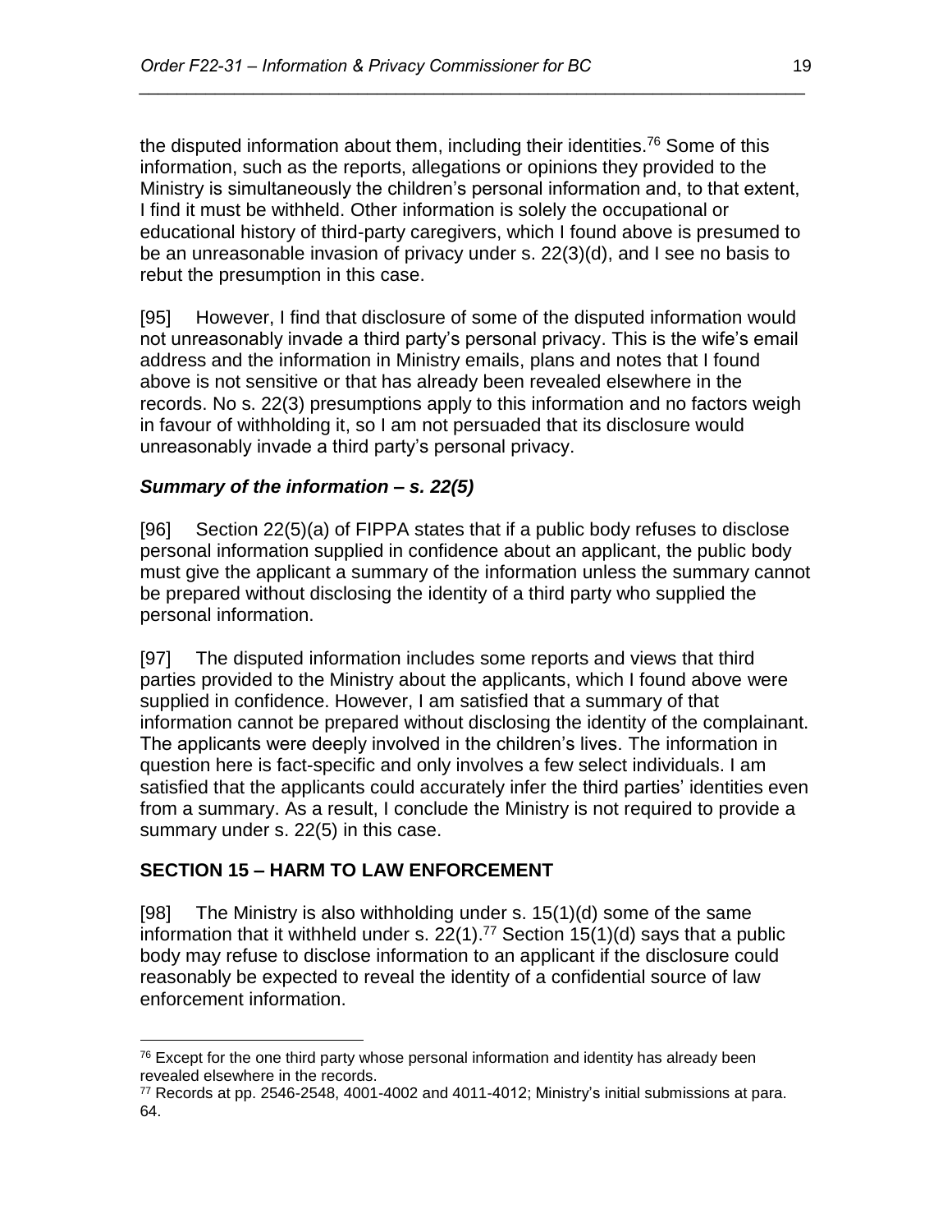the disputed information about them, including their identities.[76] Some of this information, such as the reports, allegations or opinions they provided to the Ministry is simultaneously the children's personal information and, to that extent, I find it must be withheld. Other information is solely the occupational or educational history of third-party caregivers, which I found above is presumed to be an unreasonable invasion of privacy under s. 22(3)(d), and I see no basis to rebut the presumption in this case.

[95] However, I find that disclosure of some of the disputed information would not unreasonably invade a third party's personal privacy. This is the wife's email address and the information in Ministry emails, plans and notes that I found above is not sensitive or that has already been revealed elsewhere in the records. No s. 22(3) presumptions apply to this information and no factors weigh in favour of withholding it, so I am not persuaded that its disclosure would unreasonably invade a third party's personal privacy.

### *Summary of the information – s. 22(5)*

[96] Section 22(5)(a) of FIPPA states that if a public body refuses to disclose personal information supplied in confidence about an applicant, the public body must give the applicant a summary of the information unless the summary cannot be prepared without disclosing the identity of a third party who supplied the personal information.

[97] The disputed information includes some reports and views that third parties provided to the Ministry about the applicants, which I found above were supplied in confidence. However, I am satisfied that a summary of that information cannot be prepared without disclosing the identity of the complainant. The applicants were deeply involved in the children's lives. The information in question here is fact-specific and only involves a few select individuals. I am satisfied that the applicants could accurately infer the third parties' identities even from a summary. As a result, I conclude the Ministry is not required to provide a summary under s. 22(5) in this case.

## **SECTION 15 – HARM TO LAW ENFORCEMENT**

[98] The Ministry is also withholding under s. 15(1)(d) some of the same information that it withheld under s. 22(1).[77] Section 15(1)(d) says that a public body may refuse to disclose information to an applicant if the disclosure could reasonably be expected to reveal the identity of a confidential source of law enforcement information.

---

[76] Except for the one third party whose personal information and identity has already been revealed elsewhere in the records.

[77] Records at pp. 2546-2548, 4001-4002 and 4011-4012; Ministry's initial submissions at para. 64.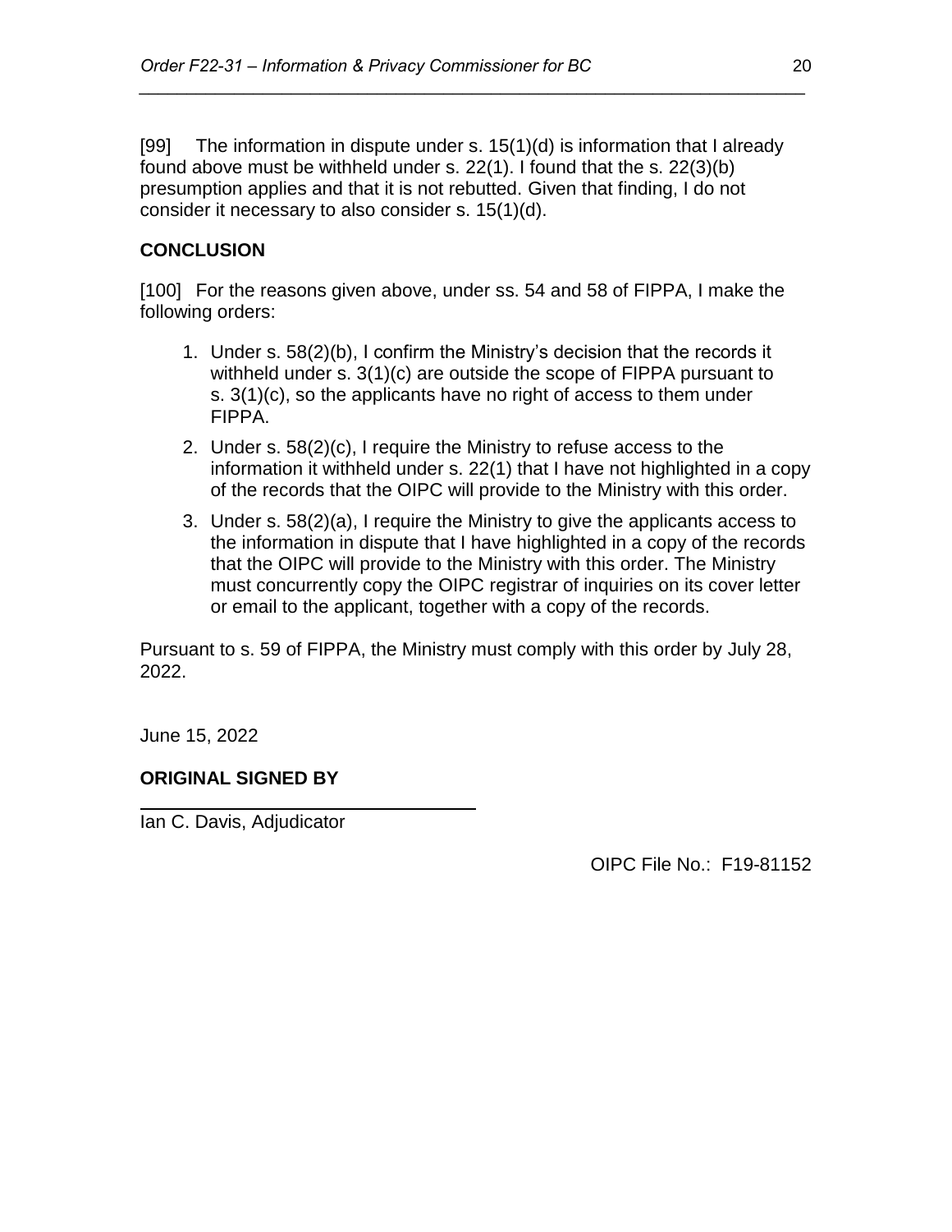[99] The information in dispute under s. 15(1)(d) is information that I already found above must be withheld under s. 22(1). I found that the s. 22(3)(b) presumption applies and that it is not rebutted. Given that finding, I do not consider it necessary to also consider s. 15(1)(d).

## CONCLUSION

[100] For the reasons given above, under ss. 54 and 58 of FIPPA, I make the following orders:

1. Under s. 58(2)(b), I confirm the Ministry's decision that the records it withheld under s. 3(1)(c) are outside the scope of FIPPA pursuant to s. 3(1)(c), so the applicants have no right of access to them under FIPPA.
2. Under s. 58(2)(c), I require the Ministry to refuse access to the information it withheld under s. 22(1) that I have not highlighted in a copy of the records that the OIPC will provide to the Ministry with this order.
3. Under s. 58(2)(a), I require the Ministry to give the applicants access to the information in dispute that I have highlighted in a copy of the records that the OIPC will provide to the Ministry with this order. The Ministry must concurrently copy the OIPC registrar of inquiries on its cover letter or email to the applicant, together with a copy of the records.

Pursuant to s. 59 of FIPPA, the Ministry must comply with this order by July 28, 2022.

June 15, 2022

**ORIGINAL SIGNED BY**

Ian C. Davis, Adjudicator

OIPC File No.: F19-81152